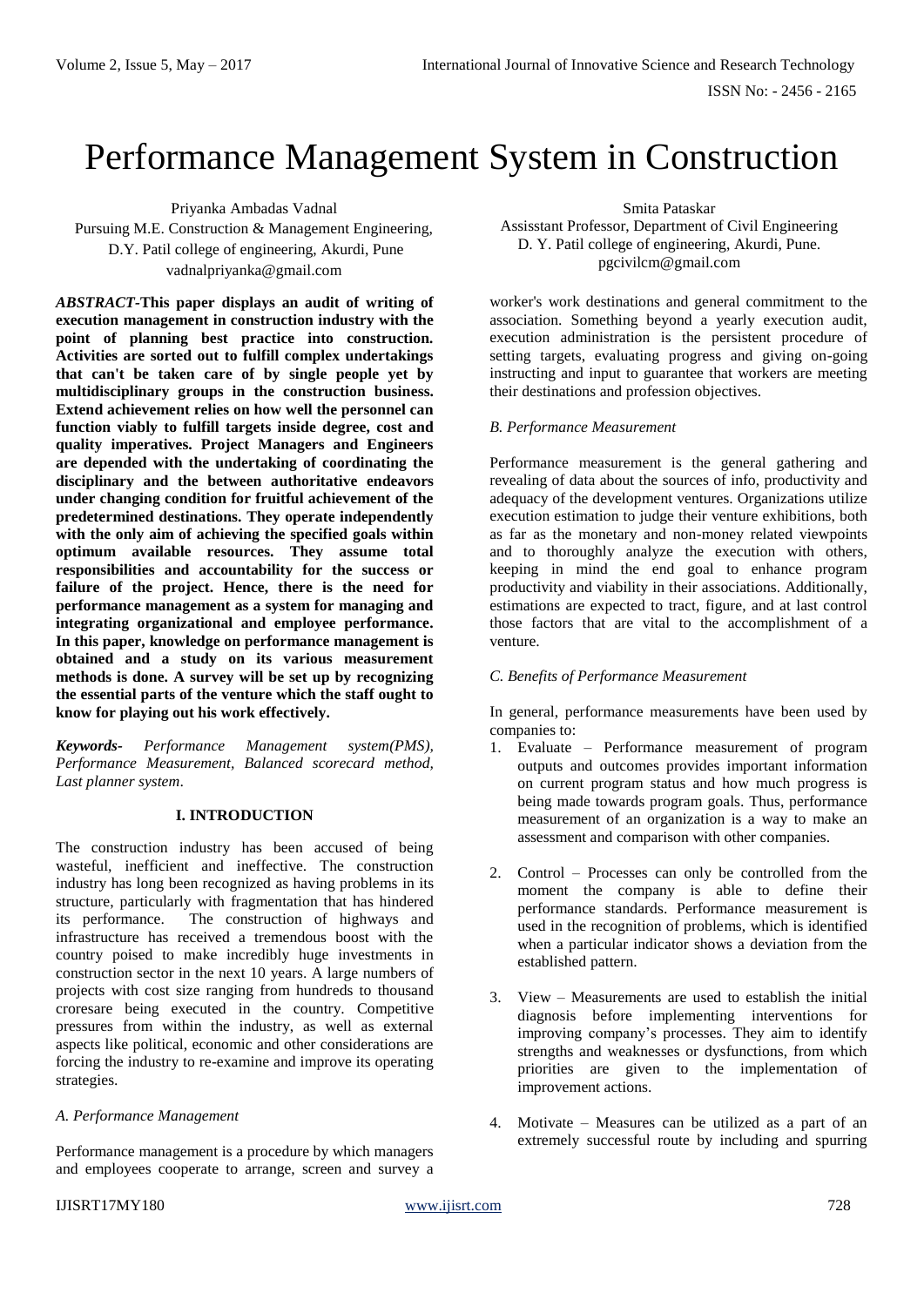# Performance Management System in Construction

Priyanka Ambadas Vadnal
Pursuing M.E. Construction & Management Engineering,
D.Y. Patil college of engineering, Akurdi, Pune
vadnalpriyanka@gmail.com

Smita Pataskar
Assisstant Professor, Department of Civil Engineering
D. Y. Patil college of engineering, Akurdi, Pune.
pgcivilcm@gmail.com

***ABSTRACT*-This paper displays an audit of writing of execution management in construction industry with the point of planning best practice into construction. Activities are sorted out to fulfill complex undertakings that can't be taken care of by single people yet by multidisciplinary groups in the construction business. Extend achievement relies on how well the personnel can function viably to fulfill targets inside degree, cost and quality imperatives. Project Managers and Engineers are depended with the undertaking of coordinating the disciplinary and the between authoritative endeavors under changing condition for fruitful achievement of the predetermined destinations. They operate independently with the only aim of achieving the specified goals within optimum available resources. They assume total responsibilities and accountability for the success or failure of the project. Hence, there is the need for performance management as a system for managing and integrating organizational and employee performance. In this paper, knowledge on performance management is obtained and a study on its various measurement methods is done. A survey will be set up by recognizing the essential parts of the venture which the staff ought to know for playing out his work effectively.**

***Keywords-*** *Performance Management system(PMS), Performance Measurement, Balanced scorecard method, Last planner system*.

## I. INTRODUCTION

The construction industry has been accused of being wasteful, inefficient and ineffective. The construction industry has long been recognized as having problems in its structure, particularly with fragmentation that has hindered its performance. The construction of highways and infrastructure has received a tremendous boost with the country poised to make incredibly huge investments in construction sector in the next 10 years. A large numbers of projects with cost size ranging from hundreds to thousand croresare being executed in the country. Competitive pressures from within the industry, as well as external aspects like political, economic and other considerations are forcing the industry to re-examine and improve its operating strategies.

### *A. Performance Management*

Performance management is a procedure by which managers and employees cooperate to arrange, screen and survey a worker's work destinations and general commitment to the association. Something beyond a yearly execution audit, execution administration is the persistent procedure of setting targets, evaluating progress and giving on-going instructing and input to guarantee that workers are meeting their destinations and profession objectives.

### *B. Performance Measurement*

Performance measurement is the general gathering and revealing of data about the sources of info, productivity and adequacy of the development ventures. Organizations utilize execution estimation to judge their venture exhibitions, both as far as the monetary and non-money related viewpoints and to thoroughly analyze the execution with others, keeping in mind the end goal to enhance program productivity and viability in their associations. Additionally, estimations are expected to tract, figure, and at last control those factors that are vital to the accomplishment of a venture.

### *C. Benefits of Performance Measurement*

In general, performance measurements have been used by companies to:

1. Evaluate – Performance measurement of program outputs and outcomes provides important information on current program status and how much progress is being made towards program goals. Thus, performance measurement of an organization is a way to make an assessment and comparison with other companies.

2. Control – Processes can only be controlled from the moment the company is able to define their performance standards. Performance measurement is used in the recognition of problems, which is identified when a particular indicator shows a deviation from the established pattern.

3. View – Measurements are used to establish the initial diagnosis before implementing interventions for improving company's processes. They aim to identify strengths and weaknesses or dysfunctions, from which priorities are given to the implementation of improvement actions.

4. Motivate – Measures can be utilized as a part of an extremely successful route by including and spurring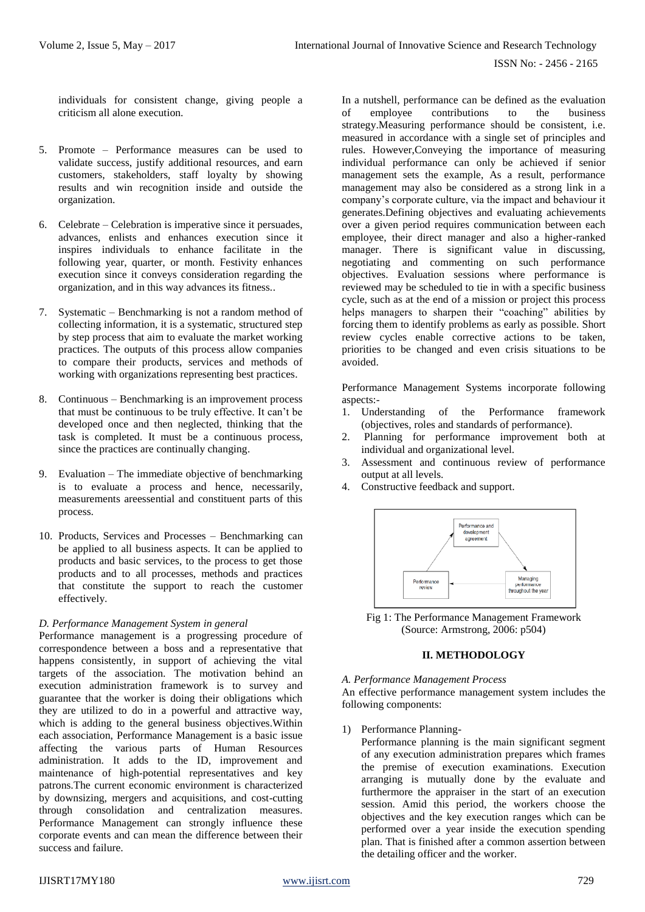individuals for consistent change, giving people a criticism all alone execution.

5. Promote – Performance measures can be used to validate success, justify additional resources, and earn customers, stakeholders, staff loyalty by showing results and win recognition inside and outside the organization.

6. Celebrate – Celebration is imperative since it persuades, advances, enlists and enhances execution since it inspires individuals to enhance facilitate in the following year, quarter, or month. Festivity enhances execution since it conveys consideration regarding the organization, and in this way advances its fitness..

7. Systematic – Benchmarking is not a random method of collecting information, it is a systematic, structured step by step process that aim to evaluate the market working practices. The outputs of this process allow companies to compare their products, services and methods of working with organizations representing best practices.

8. Continuous – Benchmarking is an improvement process that must be continuous to be truly effective. It can't be developed once and then neglected, thinking that the task is completed. It must be a continuous process, since the practices are continually changing.

9. Evaluation – The immediate objective of benchmarking is to evaluate a process and hence, necessarily, measurements areessential and constituent parts of this process.

10. Products, Services and Processes – Benchmarking can be applied to all business aspects. It can be applied to products and basic services, to the process to get those products and to all processes, methods and practices that constitute the support to reach the customer effectively.

### *D. Performance Management System in general*

Performance management is a progressing procedure of correspondence between a boss and a representative that happens consistently, in support of achieving the vital targets of the association. The motivation behind an execution administration framework is to survey and guarantee that the worker is doing their obligations which they are utilized to do in a powerful and attractive way, which is adding to the general business objectives.Within each association, Performance Management is a basic issue affecting the various parts of Human Resources administration. It adds to the ID, improvement and maintenance of high-potential representatives and key patrons.The current economic environment is characterized by downsizing, mergers and acquisitions, and cost-cutting through consolidation and centralization measures. Performance Management can strongly influence these corporate events and can mean the difference between their success and failure.

In a nutshell, performance can be defined as the evaluation of employee contributions to the business strategy.Measuring performance should be consistent, i.e. measured in accordance with a single set of principles and rules. However,Conveying the importance of measuring individual performance can only be achieved if senior management sets the example, As a result, performance management may also be considered as a strong link in a company's corporate culture, via the impact and behaviour it generates.Defining objectives and evaluating achievements over a given period requires communication between each employee, their direct manager and also a higher-ranked manager. There is significant value in discussing, negotiating and commenting on such performance objectives. Evaluation sessions where performance is reviewed may be scheduled to tie in with a specific business cycle, such as at the end of a mission or project this process helps managers to sharpen their "coaching" abilities by forcing them to identify problems as early as possible. Short review cycles enable corrective actions to be taken, priorities to be changed and even crisis situations to be avoided.

Performance Management Systems incorporate following aspects:-

1. Understanding of the Performance framework (objectives, roles and standards of performance).
2. Planning for performance improvement both at individual and organizational level.
3. Assessment and continuous review of performance output at all levels.
4. Constructive feedback and support.

Fig 1: The Performance Management Framework (Source: Armstrong, 2006: p504)

## II. METHODOLOGY

### *A. Performance Management Process*

An effective performance management system includes the following components:

1) Performance Planning-

   Performance planning is the main significant segment of any execution administration prepares which frames the premise of execution examinations. Execution arranging is mutually done by the evaluate and furthermore the appraiser in the start of an execution session. Amid this period, the workers choose the objectives and the key execution ranges which can be performed over a year inside the execution spending plan. That is finished after a common assertion between the detailing officer and the worker.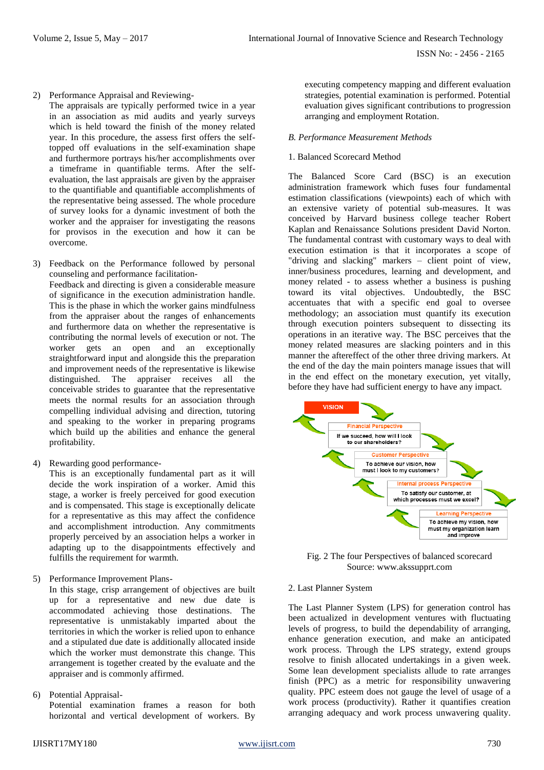2) Performance Appraisal and Reviewing-
   The appraisals are typically performed twice in a year in an association as mid audits and yearly surveys which is held toward the finish of the money related year. In this procedure, the assess first offers the self-topped off evaluations in the self-examination shape and furthermore portrays his/her accomplishments over a timeframe in quantifiable terms. After the self-evaluation, the last appraisals are given by the appraiser to the quantifiable and quantifiable accomplishments of the representative being assessed. The whole procedure of survey looks for a dynamic investment of both the worker and the appraiser for investigating the reasons for provisos in the execution and how it can be overcome.

3) Feedback on the Performance followed by personal counseling and performance facilitation-
   Feedback and directing is given a considerable measure of significance in the execution administration handle. This is the phase in which the worker gains mindfulness from the appraiser about the ranges of enhancements and furthermore data on whether the representative is contributing the normal levels of execution or not. The worker gets an open and exceptionally straightforward input and alongside this the preparation and improvement needs of the representative is likewise distinguished. The appraiser receives all the conceivable strides to guarantee that the representative meets the normal results for an association through compelling individual advising and direction, tutoring and speaking to the worker in preparing programs which build up the abilities and enhance the general profitability.

4) Rewarding good performance-
   This is an exceptionally fundamental part as it will decide the work inspiration of a worker. Amid this stage, a worker is freely perceived for good execution and is compensated. This stage is exceptionally delicate for a representative as this may affect the confidence and accomplishment introduction. Any commitments properly perceived by an association helps a worker in adapting up to the disappointments effectively and fulfills the requirement for warmth.

5) Performance Improvement Plans-
   In this stage, crisp arrangement of objectives are built up for a representative and new due date is accommodated achieving those destinations. The representative is unmistakably imparted about the territories in which the worker is relied upon to enhance and a stipulated due date is additionally allocated inside which the worker must demonstrate this change. This arrangement is together created by the evaluate and the appraiser and is commonly affirmed.

6) Potential Appraisal-
   Potential examination frames a reason for both horizontal and vertical development of workers. By executing competency mapping and different evaluation strategies, potential examination is performed. Potential evaluation gives significant contributions to progression arranging and employment Rotation.

*B. Performance Measurement Methods*

1. Balanced Scorecard Method

The Balanced Score Card (BSC) is an execution administration framework which fuses four fundamental estimation classifications (viewpoints) each of which with an extensive variety of potential sub-measures. It was conceived by Harvard business college teacher Robert Kaplan and Renaissance Solutions president David Norton. The fundamental contrast with customary ways to deal with execution estimation is that it incorporates a scope of "driving and slacking" markers – client point of view, inner/business procedures, learning and development, and money related - to assess whether a business is pushing toward its vital objectives. Undoubtedly, the BSC accentuates that with a specific end goal to oversee methodology; an association must quantify its execution through execution pointers subsequent to dissecting its operations in an iterative way. The BSC perceives that the money related measures are slacking pointers and in this manner the aftereffect of the other three driving markers. At the end of the day the main pointers manage issues that will in the end effect on the monetary execution, yet vitally, before they have had sufficient energy to have any impact.

VISION

Financial Perspective: If we succeed, how will I look to our shareholders?

Customer Perspective: To achieve our vision, how must I look to my customers?

Internal process Perspective: To satisfy our customer, at which processes must we excel?

Learning Perspective: To achieve my vision, how must my organization learn and improve

Fig. 2 The four Perspectives of balanced scorecard
Source: www.akssupprt.com

2. Last Planner System

The Last Planner System (LPS) for generation control has been actualized in development ventures with fluctuating levels of progress, to build the dependability of arranging, enhance generation execution, and make an anticipated work process. Through the LPS strategy, extend groups resolve to finish allocated undertakings in a given week. Some lean development specialists allude to rate arranges finish (PPC) as a metric for responsibility unwavering quality. PPC esteem does not gauge the level of usage of a work process (productivity). Rather it quantifies creation arranging adequacy and work process unwavering quality.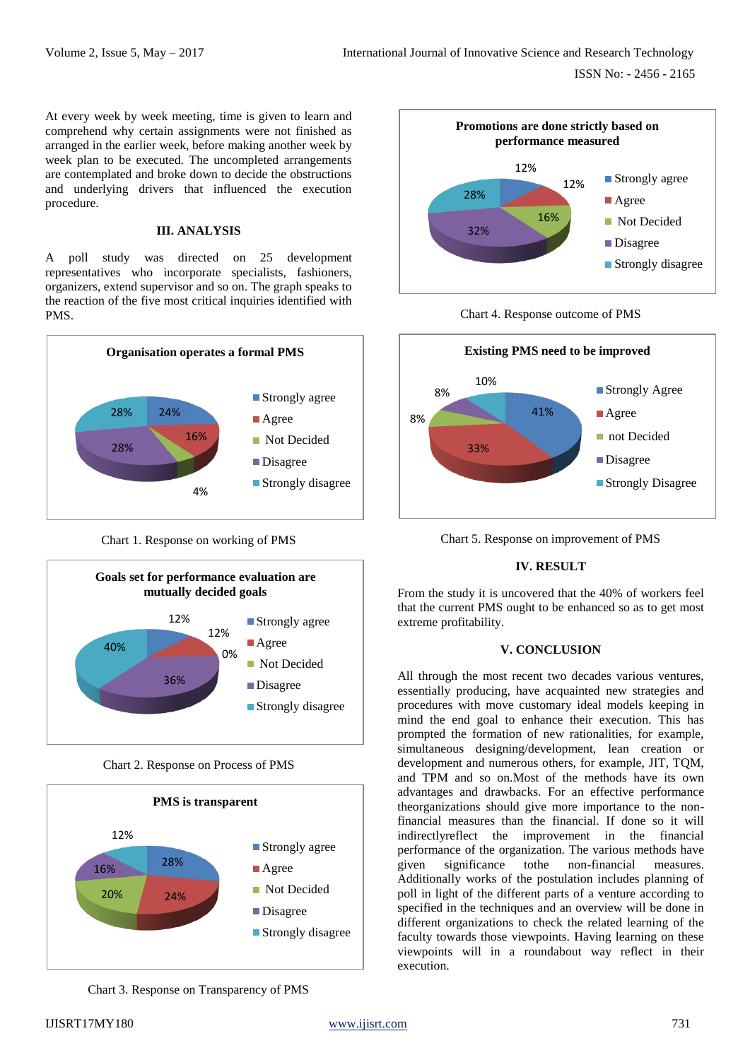At every week by week meeting, time is given to learn and comprehend why certain assignments were not finished as arranged in the earlier week, before making another week by week plan to be executed. The uncompleted arrangements are contemplated and broke down to decide the obstructions and underlying drivers that influenced the execution procedure.

## III. ANALYSIS

A poll study was directed on 25 development representatives who incorporate specialists, fashioners, organizers, extend supervisor and so on. The graph speaks to the reaction of the five most critical inquiries identified with PMS.

**Organisation operates a formal PMS**

| Response | Percentage |
|---|---|
| Strongly agree | 24% |
| Agree | 16% |
| Not Decided | 4% |
| Disagree | 28% |
| Strongly disagree | 28% |

Chart 1. Response on working of PMS

**Goals set for performance evaluation are mutually decided goals**

| Response | Percentage |
|---|---|
| Strongly agree | 12% |
| Agree | 12% |
| Not Decided | 0% |
| Disagree | 36% |
| Strongly disagree | 40% |

Chart 2. Response on Process of PMS

**PMS is transparent**

| Response | Percentage |
|---|---|
| Strongly agree | 28% |
| Agree | 24% |
| Not Decided | 20% |
| Disagree | 16% |
| Strongly disagree | 12% |

Chart 3. Response on Transparency of PMS

**Promotions are done strictly based on performance measured**

| Response | Percentage |
|---|---|
| Strongly agree | 12% |
| Agree | 12% |
| Not Decided | 16% |
| Disagree | 32% |
| Strongly disagree | 28% |

Chart 4. Response outcome of PMS

**Existing PMS need to be improved**

| Response | Percentage |
|---|---|
| Strongly Agree | 41% |
| Agree | 33% |
| not Decided | 8% |
| Disagree | 8% |
| Strongly Disagree | 10% |

Chart 5. Response on improvement of PMS

## IV. RESULT

From the study it is uncovered that the 40% of workers feel that the current PMS ought to be enhanced so as to get most extreme profitability.

## V. CONCLUSION

All through the most recent two decades various ventures, essentially producing, have acquainted new strategies and procedures with move customary ideal models keeping in mind the end goal to enhance their execution. This has prompted the formation of new rationalities, for example, simultaneous designing/development, lean creation or development and numerous others, for example, JIT, TQM, and TPM and so on.Most of the methods have its own advantages and drawbacks. For an effective performance theorganizations should give more importance to the non-financial measures than the financial. If done so it will indirectlyreflect the improvement in the financial performance of the organization. The various methods have given significance tothe non-financial measures. Additionally works of the postulation includes planning of poll in light of the different parts of a venture according to specified in the techniques and an overview will be done in different organizations to check the related learning of the faculty towards those viewpoints. Having learning on these viewpoints will in a roundabout way reflect in their execution.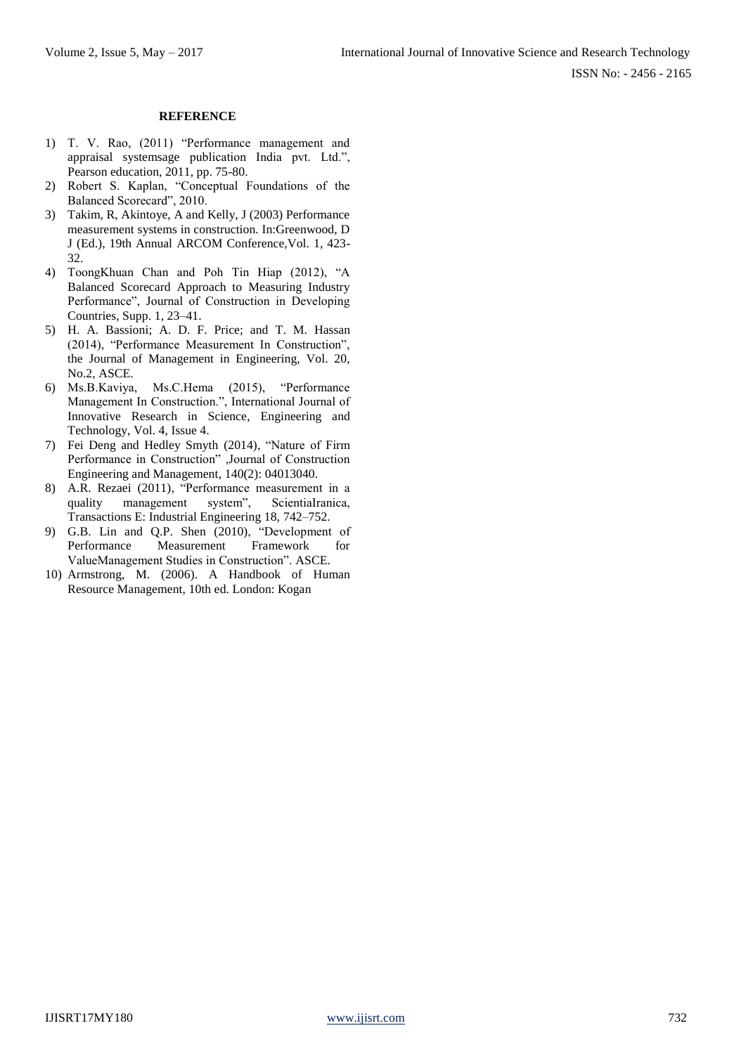## REFERENCE

1) T. V. Rao, (2011) "Performance management and appraisal systemsage publication India pvt. Ltd.", Pearson education, 2011, pp. 75-80.
2) Robert S. Kaplan, "Conceptual Foundations of the Balanced Scorecard", 2010.
3) Takim, R, Akintoye, A and Kelly, J (2003) Performance measurement systems in construction. In:Greenwood, D J (Ed.), 19th Annual ARCOM Conference,Vol. 1, 423-32.
4) ToongKhuan Chan and Poh Tin Hiap (2012), "A Balanced Scorecard Approach to Measuring Industry Performance", Journal of Construction in Developing Countries, Supp. 1, 23–41.
5) H. A. Bassioni; A. D. F. Price; and T. M. Hassan (2014), "Performance Measurement In Construction", the Journal of Management in Engineering, Vol. 20, No.2, ASCE.
6) Ms.B.Kaviya, Ms.C.Hema (2015), "Performance Management In Construction.", International Journal of Innovative Research in Science, Engineering and Technology, Vol. 4, Issue 4.
7) Fei Deng and Hedley Smyth (2014), "Nature of Firm Performance in Construction" ,Journal of Construction Engineering and Management, 140(2): 04013040.
8) A.R. Rezaei (2011), "Performance measurement in a quality management system", ScientiaIranica, Transactions E: Industrial Engineering 18, 742–752.
9) G.B. Lin and Q.P. Shen (2010), "Development of Performance Measurement Framework for ValueManagement Studies in Construction". ASCE.
10) Armstrong, M. (2006). A Handbook of Human Resource Management, 10th ed. London: Kogan